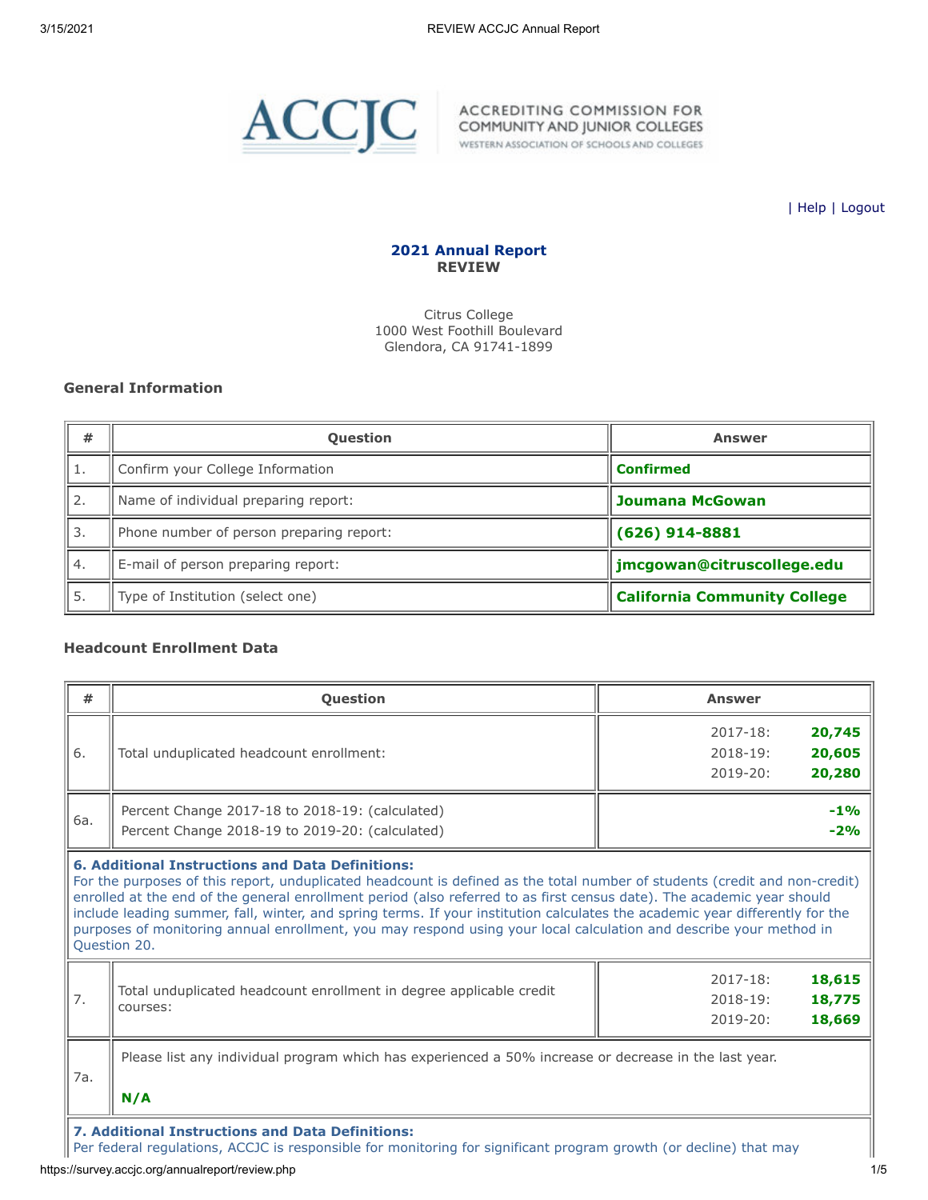ACCJC ACCREDITING COMMISSION FOR COMMUNITY AND JUNIOR COLLEGES
WESTERN ASSOCIATION OF SCHOOLS AND COLLEGES

| Help | Logout

**2021 Annual Report**
**REVIEW**

Citrus College
1000 West Foothill Boulevard
Glendora, CA 91741-1899

### General Information

| # | Question | Answer |
|---|---|---|
| 1. | Confirm your College Information | **Confirmed** |
| 2. | Name of individual preparing report: | **Joumana McGowan** |
| 3. | Phone number of person preparing report: | **(626) 914-8881** |
| 4. | E-mail of person preparing report: | **jmcgowan@citruscollege.edu** |
| 5. | Type of Institution (select one) | **California Community College** |

### Headcount Enrollment Data

| # | Question | Answer |
|---|---|---|
| 6. | Total unduplicated headcount enrollment: | 2017-18: **20,745**<br>2018-19: **20,605**<br>2019-20: **20,280** |
| 6a. | Percent Change 2017-18 to 2018-19: (calculated)<br>Percent Change 2018-19 to 2019-20: (calculated) | **-1%**<br>**-2%** |
| | **6. Additional Instructions and Data Definitions:** For the purposes of this report, unduplicated headcount is defined as the total number of students (credit and non-credit) enrolled at the end of the general enrollment period (also referred to as first census date). The academic year should include leading summer, fall, winter, and spring terms. If your institution calculates the academic year differently for the purposes of monitoring annual enrollment, you may respond using your local calculation and describe your method in Question 20. | |
| 7. | Total unduplicated headcount enrollment in degree applicable credit courses: | 2017-18: **18,615**<br>2018-19: **18,775**<br>2019-20: **18,669** |
| 7a. | Please list any individual program which has experienced a 50% increase or decrease in the last year.<br><br>**N/A** | |
| | **7. Additional Instructions and Data Definitions:** Per federal regulations, ACCJC is responsible for monitoring for significant program growth (or decline) that may | |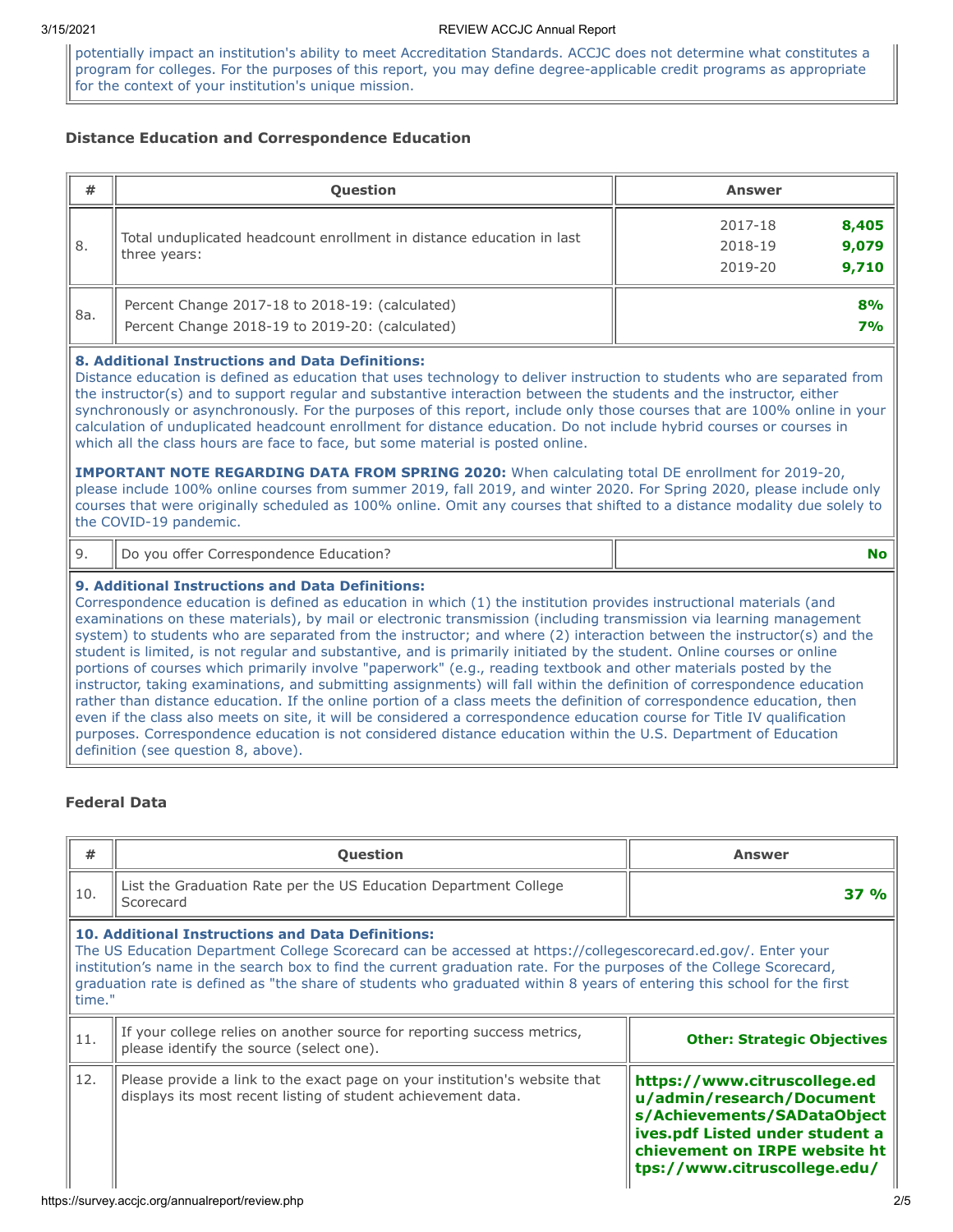potentially impact an institution's ability to meet Accreditation Standards. ACCJC does not determine what constitutes a program for colleges. For the purposes of this report, you may define degree-applicable credit programs as appropriate for the context of your institution's unique mission.

### Distance Education and Correspondence Education

| # | Question | Answer |
|---|---|---|
| 8. | Total unduplicated headcount enrollment in distance education in last three years: | 2017-18 **8,405**<br>2018-19 **9,079**<br>2019-20 **9,710** |
| 8a. | Percent Change 2017-18 to 2018-19: (calculated)<br>Percent Change 2018-19 to 2019-20: (calculated) | **8%**<br>**7%** |

**8. Additional Instructions and Data Definitions:**
Distance education is defined as education that uses technology to deliver instruction to students who are separated from the instructor(s) and to support regular and substantive interaction between the students and the instructor, either synchronously or asynchronously. For the purposes of this report, include only those courses that are 100% online in your calculation of unduplicated headcount enrollment for distance education. Do not include hybrid courses or courses in which all the class hours are face to face, but some material is posted online.

**IMPORTANT NOTE REGARDING DATA FROM SPRING 2020:** When calculating total DE enrollment for 2019-20, please include 100% online courses from summer 2019, fall 2019, and winter 2020. For Spring 2020, please include only courses that were originally scheduled as 100% online. Omit any courses that shifted to a distance modality due solely to the COVID-19 pandemic.

| # | Question | Answer |
|---|---|---|
| 9. | Do you offer Correspondence Education? | **No** |

**9. Additional Instructions and Data Definitions:**
Correspondence education is defined as education in which (1) the institution provides instructional materials (and examinations on these materials), by mail or electronic transmission (including transmission via learning management system) to students who are separated from the instructor; and where (2) interaction between the instructor(s) and the student is limited, is not regular and substantive, and is primarily initiated by the student. Online courses or online portions of courses which primarily involve "paperwork" (e.g., reading textbook and other materials posted by the instructor, taking examinations, and submitting assignments) will fall within the definition of correspondence education rather than distance education. If the online portion of a class meets the definition of correspondence education, then even if the class also meets on site, it will be considered a correspondence education course for Title IV qualification purposes. Correspondence education is not considered distance education within the U.S. Department of Education definition (see question 8, above).

### Federal Data

| # | Question | Answer |
|---|---|---|
| 10. | List the Graduation Rate per the US Education Department College Scorecard | **37 %** |

**10. Additional Instructions and Data Definitions:**
The US Education Department College Scorecard can be accessed at https://collegescorecard.ed.gov/. Enter your institution's name in the search box to find the current graduation rate. For the purposes of the College Scorecard, graduation rate is defined as "the share of students who graduated within 8 years of entering this school for the first time."

| # | Question | Answer |
|---|---|---|
| 11. | If your college relies on another source for reporting success metrics, please identify the source (select one). | **Other: Strategic Objectives** |
| 12. | Please provide a link to the exact page on your institution's website that displays its most recent listing of student achievement data. | **https://www.citruscollege.edu/admin/research/Documents/Achievements/SADataObjectives.pdf Listed under student achievement on IRPE website https://www.citruscollege.edu/** |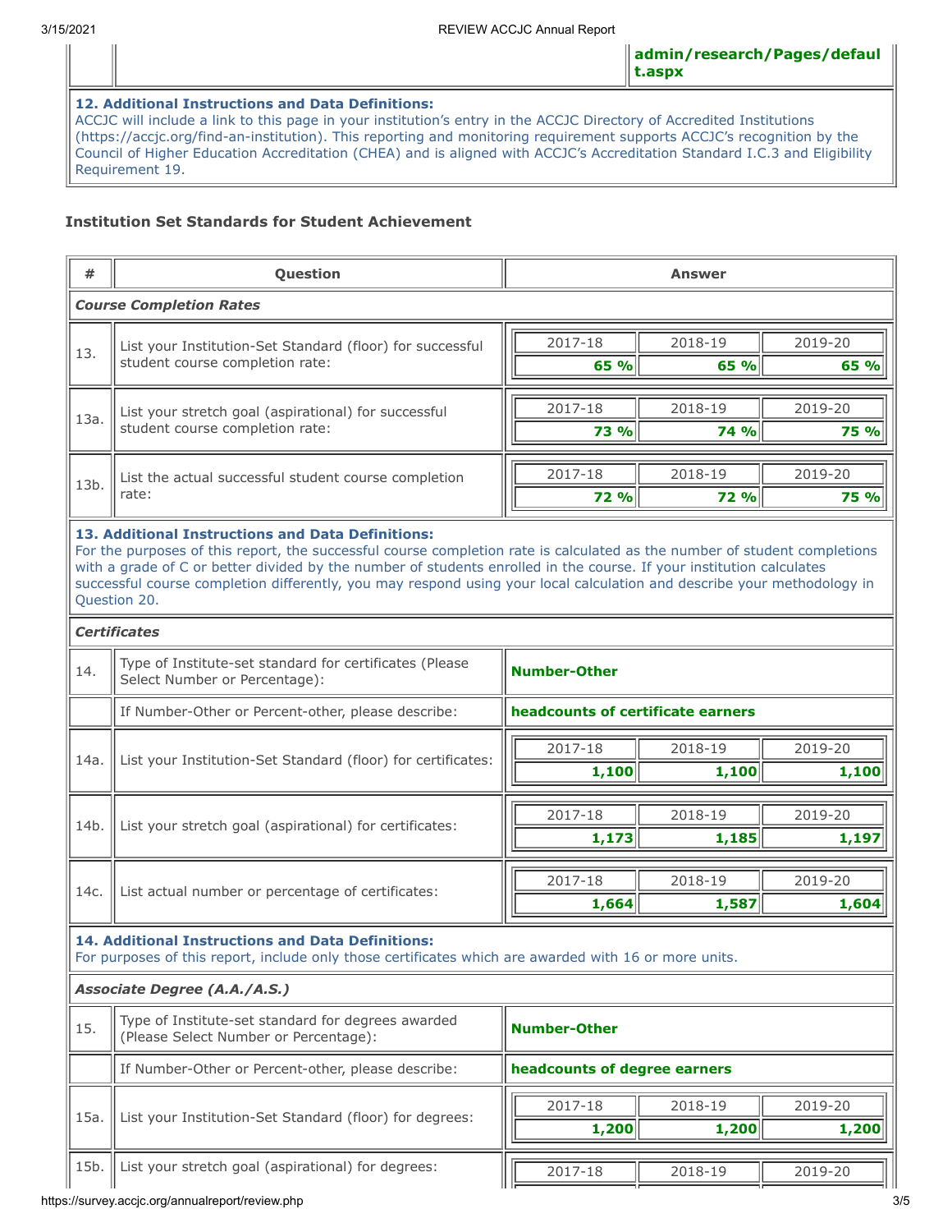| | | admin/research/Pages/default.aspx |
|---|---|---|

**12. Additional Instructions and Data Definitions:**
ACCJC will include a link to this page in your institution's entry in the ACCJC Directory of Accredited Institutions (https://accjc.org/find-an-institution). This reporting and monitoring requirement supports ACCJC's recognition by the Council of Higher Education Accreditation (CHEA) and is aligned with ACCJC's Accreditation Standard I.C.3 and Eligibility Requirement 19.

### Institution Set Standards for Student Achievement

| # | Question | Answer | | |
|---|---|---|---|---|
| ***Course Completion Rates*** | | | | |
| 13. | List your Institution-Set Standard (floor) for successful student course completion rate: | 2017-18: **65 %** | 2018-19: **65 %** | 2019-20: **65 %** |
| 13a. | List your stretch goal (aspirational) for successful student course completion rate: | 2017-18: **73 %** | 2018-19: **74 %** | 2019-20: **75 %** |
| 13b. | List the actual successful student course completion rate: | 2017-18: **72 %** | 2018-19: **72 %** | 2019-20: **75 %** |

**13. Additional Instructions and Data Definitions:**
For the purposes of this report, the successful course completion rate is calculated as the number of student completions with a grade of C or better divided by the number of students enrolled in the course. If your institution calculates successful course completion differently, you may respond using your local calculation and describe your methodology in Question 20.

| # | Question | Answer | | |
|---|---|---|---|---|
| ***Certificates*** | | | | |
| 14. | Type of Institute-set standard for certificates (Please Select Number or Percentage): | **Number-Other** | | |
| | If Number-Other or Percent-other, please describe: | **headcounts of certificate earners** | | |
| 14a. | List your Institution-Set Standard (floor) for certificates: | 2017-18: **1,100** | 2018-19: **1,100** | 2019-20: **1,100** |
| 14b. | List your stretch goal (aspirational) for certificates: | 2017-18: **1,173** | 2018-19: **1,185** | 2019-20: **1,197** |
| 14c. | List actual number or percentage of certificates: | 2017-18: **1,664** | 2018-19: **1,587** | 2019-20: **1,604** |

**14. Additional Instructions and Data Definitions:**
For purposes of this report, include only those certificates which are awarded with 16 or more units.

| # | Question | Answer | | |
|---|---|---|---|---|
| ***Associate Degree (A.A./A.S.)*** | | | | |
| 15. | Type of Institute-set standard for degrees awarded (Please Select Number or Percentage): | **Number-Other** | | |
| | If Number-Other or Percent-other, please describe: | **headcounts of degree earners** | | |
| 15a. | List your Institution-Set Standard (floor) for degrees: | 2017-18: **1,200** | 2018-19: **1,200** | 2019-20: **1,200** |
| 15b. | List your stretch goal (aspirational) for degrees: | 2017-18 | 2018-19 | 2019-20 |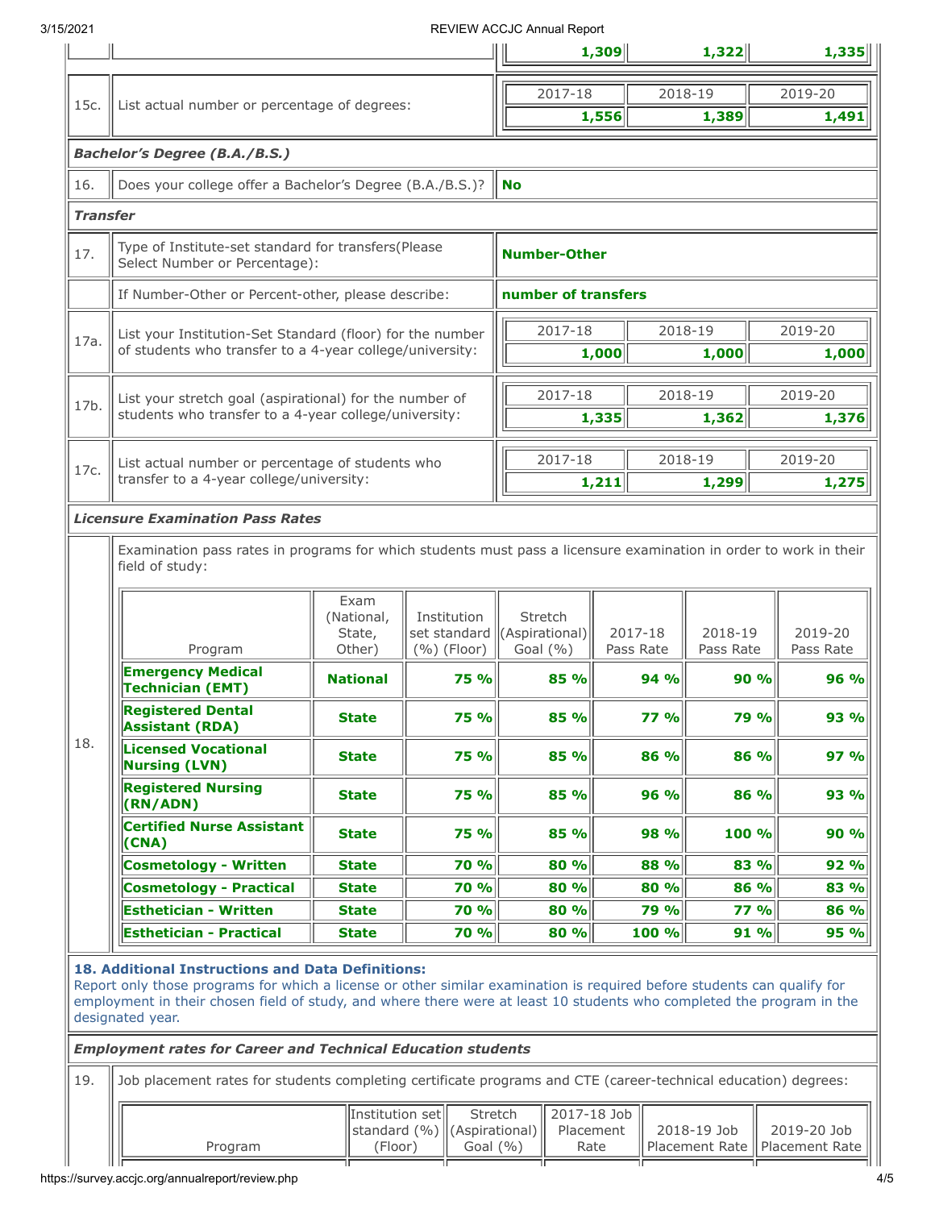| | | 1,309 | 1,322 | 1,335 |
|---|---|---|---|---|

| | | 2017-18 | 2018-19 | 2019-20 |
|---|---|---|---|---|
| 15c. | List actual number or percentage of degrees: | 1,556 | 1,389 | 1,491 |

***Bachelor's Degree (B.A./B.S.)***

| | | |
|---|---|---|
| 16. | Does your college offer a Bachelor's Degree (B.A./B.S.)? | **No** |

***Transfer***

| | | |
|---|---|---|
| 17. | Type of Institute-set standard for transfers(Please Select Number or Percentage): | **Number-Other** |
| | If Number-Other or Percent-other, please describe: | **number of transfers** |

| | | 2017-18 | 2018-19 | 2019-20 |
|---|---|---|---|---|
| 17a. | List your Institution-Set Standard (floor) for the number of students who transfer to a 4-year college/university: | 1,000 | 1,000 | 1,000 |
| 17b. | List your stretch goal (aspirational) for the number of students who transfer to a 4-year college/university: | 1,335 | 1,362 | 1,376 |
| 17c. | List actual number or percentage of students who transfer to a 4-year college/university: | 1,211 | 1,299 | 1,275 |

***Licensure Examination Pass Rates***

18. Examination pass rates in programs for which students must pass a licensure examination in order to work in their field of study:

| Program | Exam (National, State, Other) | Institution set standard (%) (Floor) | Stretch (Aspirational) Goal (%) | 2017-18 Pass Rate | 2018-19 Pass Rate | 2019-20 Pass Rate |
|---|---|---|---|---|---|---|
| **Emergency Medical Technician (EMT)** | **National** | **75 %** | **85 %** | **94 %** | **90 %** | **96 %** |
| **Registered Dental Assistant (RDA)** | **State** | **75 %** | **85 %** | **77 %** | **79 %** | **93 %** |
| **Licensed Vocational Nursing (LVN)** | **State** | **75 %** | **85 %** | **86 %** | **86 %** | **97 %** |
| **Registered Nursing (RN/ADN)** | **State** | **75 %** | **85 %** | **96 %** | **86 %** | **93 %** |
| **Certified Nurse Assistant (CNA)** | **State** | **75 %** | **85 %** | **98 %** | **100 %** | **90 %** |
| **Cosmetology - Written** | **State** | **70 %** | **80 %** | **88 %** | **83 %** | **92 %** |
| **Cosmetology - Practical** | **State** | **70 %** | **80 %** | **80 %** | **86 %** | **83 %** |
| **Esthetician - Written** | **State** | **70 %** | **80 %** | **79 %** | **77 %** | **86 %** |
| **Esthetician - Practical** | **State** | **70 %** | **80 %** | **100 %** | **91 %** | **95 %** |

**18. Additional Instructions and Data Definitions:**
Report only those programs for which a license or other similar examination is required before students can qualify for employment in their chosen field of study, and where there were at least 10 students who completed the program in the designated year.

***Employment rates for Career and Technical Education students***

19. Job placement rates for students completing certificate programs and CTE (career-technical education) degrees:

| Program | Institution set standard (%) (Floor) | Stretch (Aspirational) Goal (%) | 2017-18 Job Placement Rate | 2018-19 Job Placement Rate | 2019-20 Job Placement Rate |
|---|---|---|---|---|---|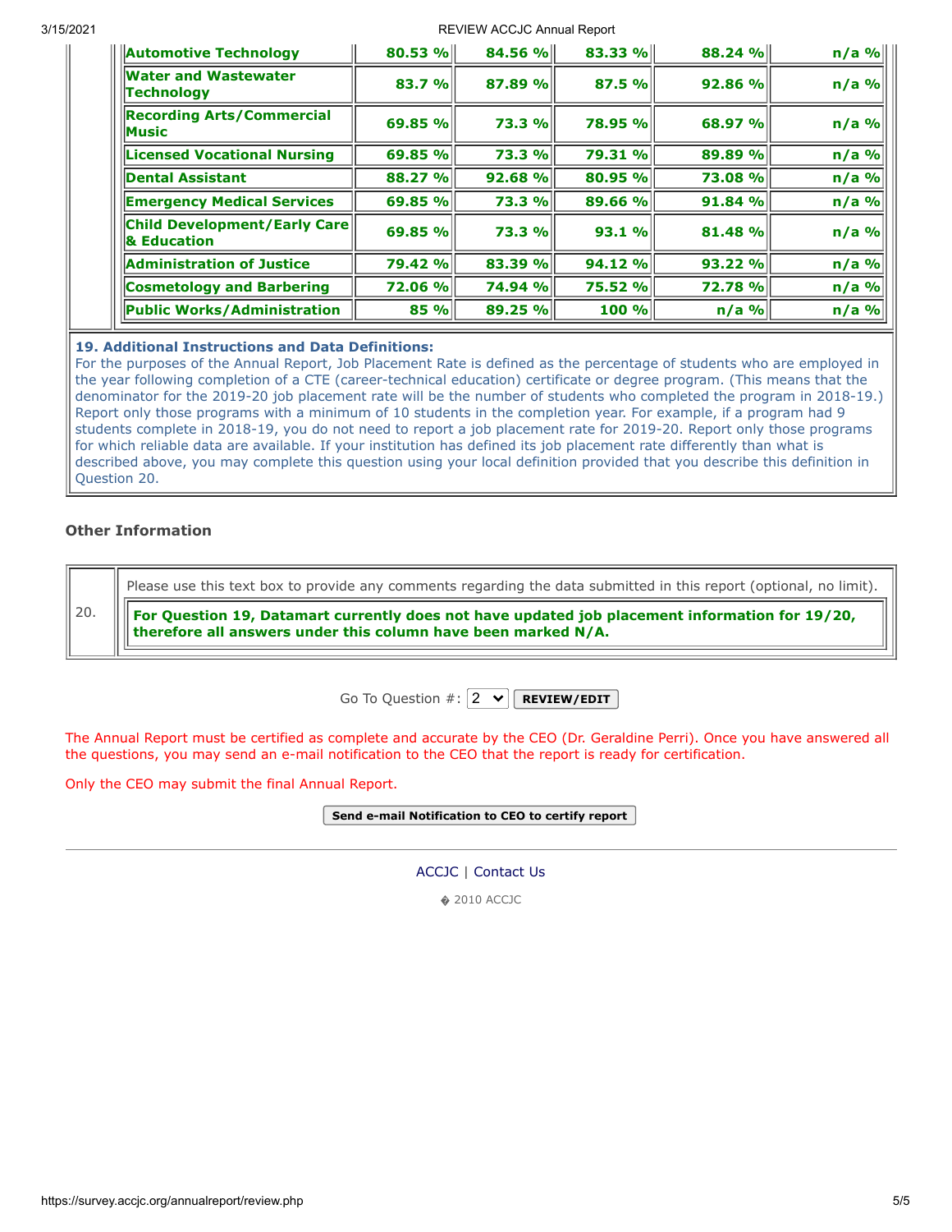| | | | | | |
|---|---|---|---|---|---|
| **Automotive Technology** | **80.53 %** | **84.56 %** | **83.33 %** | **88.24 %** | **n/a %** |
| **Water and Wastewater Technology** | **83.7 %** | **87.89 %** | **87.5 %** | **92.86 %** | **n/a %** |
| **Recording Arts/Commercial Music** | **69.85 %** | **73.3 %** | **78.95 %** | **68.97 %** | **n/a %** |
| **Licensed Vocational Nursing** | **69.85 %** | **73.3 %** | **79.31 %** | **89.89 %** | **n/a %** |
| **Dental Assistant** | **88.27 %** | **92.68 %** | **80.95 %** | **73.08 %** | **n/a %** |
| **Emergency Medical Services** | **69.85 %** | **73.3 %** | **89.66 %** | **91.84 %** | **n/a %** |
| **Child Development/Early Care & Education** | **69.85 %** | **73.3 %** | **93.1 %** | **81.48 %** | **n/a %** |
| **Administration of Justice** | **79.42 %** | **83.39 %** | **94.12 %** | **93.22 %** | **n/a %** |
| **Cosmetology and Barbering** | **72.06 %** | **74.94 %** | **75.52 %** | **72.78 %** | **n/a %** |
| **Public Works/Administration** | **85 %** | **89.25 %** | **100 %** | **n/a %** | **n/a %** |

**19. Additional Instructions and Data Definitions:**
For the purposes of the Annual Report, Job Placement Rate is defined as the percentage of students who are employed in the year following completion of a CTE (career-technical education) certificate or degree program. (This means that the denominator for the 2019-20 job placement rate will be the number of students who completed the program in 2018-19.) Report only those programs with a minimum of 10 students in the completion year. For example, if a program had 9 students complete in 2018-19, you do not need to report a job placement rate for 2019-20. Report only those programs for which reliable data are available. If your institution has defined its job placement rate differently than what is described above, you may complete this question using your local definition provided that you describe this definition in Question 20.

### Other Information

| | |
|---|---|
| 20. | Please use this text box to provide any comments regarding the data submitted in this report (optional, no limit).<br>**For Question 19, Datamart currently does not have updated job placement information for 19/20, therefore all answers under this column have been marked N/A.** |

Go To Question #: 2 REVIEW/EDIT

The Annual Report must be certified as complete and accurate by the CEO (Dr. Geraldine Perri). Once you have answered all the questions, you may send an e-mail notification to the CEO that the report is ready for certification.

Only the CEO may submit the final Annual Report.

Send e-mail Notification to CEO to certify report

ACCJC | Contact Us

� 2010 ACCJC